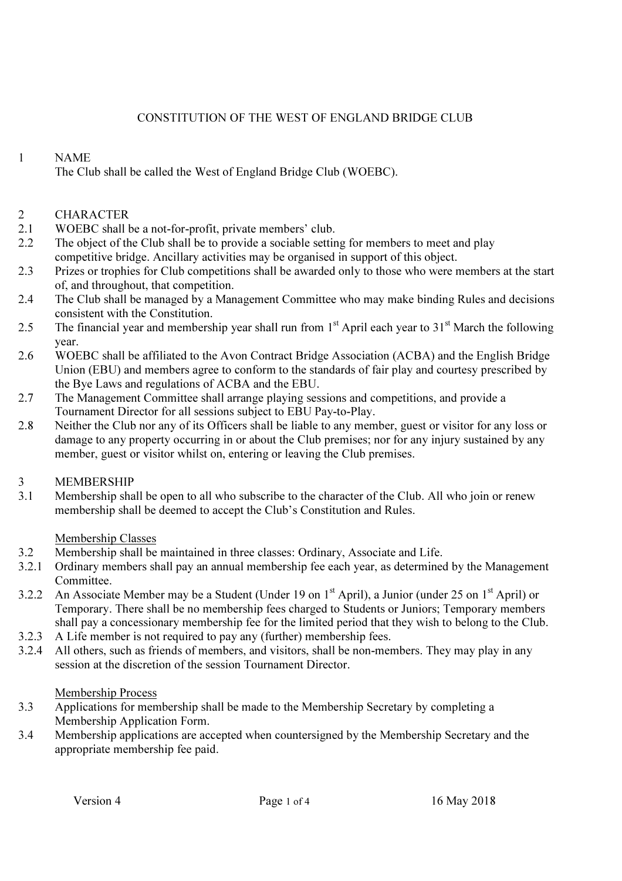# CONSTITUTION OF THE WEST OF ENGLAND BRIDGE CLUB

## 1 NAME

The Club shall be called the West of England Bridge Club (WOEBC).

## 2 CHARACTER

2.1 WOEBC shall be a not-for-profit, private members' club.

2.2 The object of the Club shall be to provide a sociable setting for members to meet and play competitive bridge. Ancillary activities may be organised in support of this object.

2.3 Prizes or trophies for Club competitions shall be awarded only to those who were members at the start of, and throughout, that competition.

2.4 The Club shall be managed by a Management Committee who may make binding Rules and decisions consistent with the Constitution.

2.5 The financial year and membership year shall run from 1st April each year to 31st March the following year.

2.6 WOEBC shall be affiliated to the Avon Contract Bridge Association (ACBA) and the English Bridge Union (EBU) and members agree to conform to the standards of fair play and courtesy prescribed by the Bye Laws and regulations of ACBA and the EBU.

2.7 The Management Committee shall arrange playing sessions and competitions, and provide a Tournament Director for all sessions subject to EBU Pay-to-Play.

2.8 Neither the Club nor any of its Officers shall be liable to any member, guest or visitor for any loss or damage to any property occurring in or about the Club premises; nor for any injury sustained by any member, guest or visitor whilst on, entering or leaving the Club premises.

## 3 MEMBERSHIP

3.1 Membership shall be open to all who subscribe to the character of the Club. All who join or renew membership shall be deemed to accept the Club's Constitution and Rules.

### Membership Classes

3.2 Membership shall be maintained in three classes: Ordinary, Associate and Life.

3.2.1 Ordinary members shall pay an annual membership fee each year, as determined by the Management Committee.

3.2.2 An Associate Member may be a Student (Under 19 on 1st April), a Junior (under 25 on 1st April) or Temporary. There shall be no membership fees charged to Students or Juniors; Temporary members shall pay a concessionary membership fee for the limited period that they wish to belong to the Club.

3.2.3 A Life member is not required to pay any (further) membership fees.

3.2.4 All others, such as friends of members, and visitors, shall be non-members. They may play in any session at the discretion of the session Tournament Director.

### Membership Process

3.3 Applications for membership shall be made to the Membership Secretary by completing a Membership Application Form.

3.4 Membership applications are accepted when countersigned by the Membership Secretary and the appropriate membership fee paid.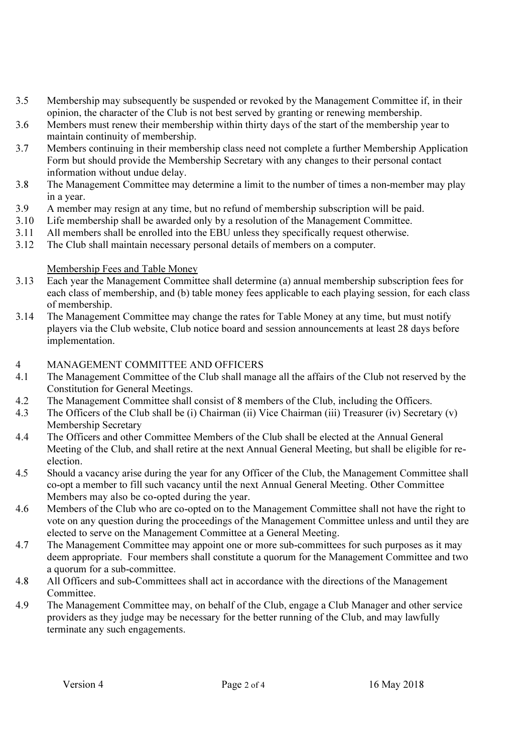3.5 Membership may subsequently be suspended or revoked by the Management Committee if, in their opinion, the character of the Club is not best served by granting or renewing membership.

3.6 Members must renew their membership within thirty days of the start of the membership year to maintain continuity of membership.

3.7 Members continuing in their membership class need not complete a further Membership Application Form but should provide the Membership Secretary with any changes to their personal contact information without undue delay.

3.8 The Management Committee may determine a limit to the number of times a non-member may play in a year.

3.9 A member may resign at any time, but no refund of membership subscription will be paid.

3.10 Life membership shall be awarded only by a resolution of the Management Committee.

3.11 All members shall be enrolled into the EBU unless they specifically request otherwise.

3.12 The Club shall maintain necessary personal details of members on a computer.

<u>Membership Fees and Table Money</u>

3.13 Each year the Management Committee shall determine (a) annual membership subscription fees for each class of membership, and (b) table money fees applicable to each playing session, for each class of membership.

3.14 The Management Committee may change the rates for Table Money at any time, but must notify players via the Club website, Club notice board and session announcements at least 28 days before implementation.

## 4 MANAGEMENT COMMITTEE AND OFFICERS

4.1 The Management Committee of the Club shall manage all the affairs of the Club not reserved by the Constitution for General Meetings.

4.2 The Management Committee shall consist of 8 members of the Club, including the Officers.

4.3 The Officers of the Club shall be (i) Chairman (ii) Vice Chairman (iii) Treasurer (iv) Secretary (v) Membership Secretary

4.4 The Officers and other Committee Members of the Club shall be elected at the Annual General Meeting of the Club, and shall retire at the next Annual General Meeting, but shall be eligible for re-election.

4.5 Should a vacancy arise during the year for any Officer of the Club, the Management Committee shall co-opt a member to fill such vacancy until the next Annual General Meeting. Other Committee Members may also be co-opted during the year.

4.6 Members of the Club who are co-opted on to the Management Committee shall not have the right to vote on any question during the proceedings of the Management Committee unless and until they are elected to serve on the Management Committee at a General Meeting.

4.7 The Management Committee may appoint one or more sub-committees for such purposes as it may deem appropriate. Four members shall constitute a quorum for the Management Committee and two a quorum for a sub-committee.

4.8 All Officers and sub-Committees shall act in accordance with the directions of the Management Committee.

4.9 The Management Committee may, on behalf of the Club, engage a Club Manager and other service providers as they judge may be necessary for the better running of the Club, and may lawfully terminate any such engagements.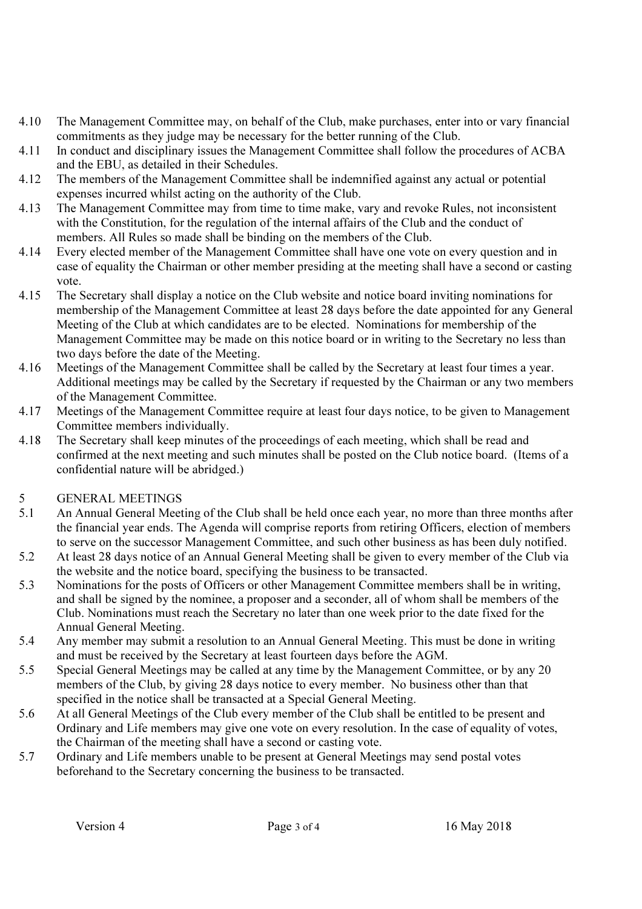4.10 The Management Committee may, on behalf of the Club, make purchases, enter into or vary financial commitments as they judge may be necessary for the better running of the Club.

4.11 In conduct and disciplinary issues the Management Committee shall follow the procedures of ACBA and the EBU, as detailed in their Schedules.

4.12 The members of the Management Committee shall be indemnified against any actual or potential expenses incurred whilst acting on the authority of the Club.

4.13 The Management Committee may from time to time make, vary and revoke Rules, not inconsistent with the Constitution, for the regulation of the internal affairs of the Club and the conduct of members. All Rules so made shall be binding on the members of the Club.

4.14 Every elected member of the Management Committee shall have one vote on every question and in case of equality the Chairman or other member presiding at the meeting shall have a second or casting vote.

4.15 The Secretary shall display a notice on the Club website and notice board inviting nominations for membership of the Management Committee at least 28 days before the date appointed for any General Meeting of the Club at which candidates are to be elected. Nominations for membership of the Management Committee may be made on this notice board or in writing to the Secretary no less than two days before the date of the Meeting.

4.16 Meetings of the Management Committee shall be called by the Secretary at least four times a year. Additional meetings may be called by the Secretary if requested by the Chairman or any two members of the Management Committee.

4.17 Meetings of the Management Committee require at least four days notice, to be given to Management Committee members individually.

4.18 The Secretary shall keep minutes of the proceedings of each meeting, which shall be read and confirmed at the next meeting and such minutes shall be posted on the Club notice board. (Items of a confidential nature will be abridged.)

## 5 GENERAL MEETINGS

5.1 An Annual General Meeting of the Club shall be held once each year, no more than three months after the financial year ends. The Agenda will comprise reports from retiring Officers, election of members to serve on the successor Management Committee, and such other business as has been duly notified.

5.2 At least 28 days notice of an Annual General Meeting shall be given to every member of the Club via the website and the notice board, specifying the business to be transacted.

5.3 Nominations for the posts of Officers or other Management Committee members shall be in writing, and shall be signed by the nominee, a proposer and a seconder, all of whom shall be members of the Club. Nominations must reach the Secretary no later than one week prior to the date fixed for the Annual General Meeting.

5.4 Any member may submit a resolution to an Annual General Meeting. This must be done in writing and must be received by the Secretary at least fourteen days before the AGM.

5.5 Special General Meetings may be called at any time by the Management Committee, or by any 20 members of the Club, by giving 28 days notice to every member. No business other than that specified in the notice shall be transacted at a Special General Meeting.

5.6 At all General Meetings of the Club every member of the Club shall be entitled to be present and Ordinary and Life members may give one vote on every resolution. In the case of equality of votes, the Chairman of the meeting shall have a second or casting vote.

5.7 Ordinary and Life members unable to be present at General Meetings may send postal votes beforehand to the Secretary concerning the business to be transacted.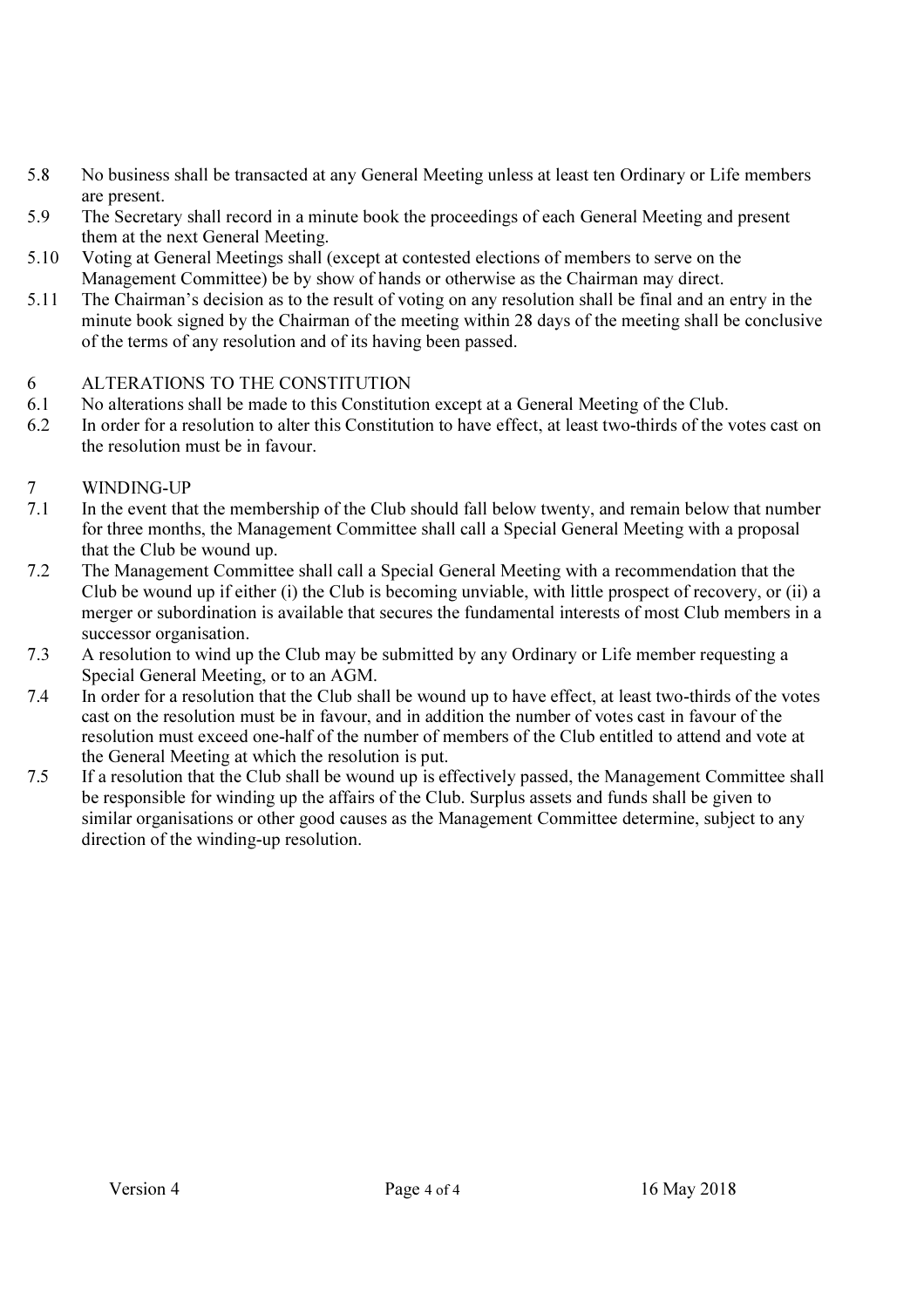5.8 No business shall be transacted at any General Meeting unless at least ten Ordinary or Life members are present.

5.9 The Secretary shall record in a minute book the proceedings of each General Meeting and present them at the next General Meeting.

5.10 Voting at General Meetings shall (except at contested elections of members to serve on the Management Committee) be by show of hands or otherwise as the Chairman may direct.

5.11 The Chairman's decision as to the result of voting on any resolution shall be final and an entry in the minute book signed by the Chairman of the meeting within 28 days of the meeting shall be conclusive of the terms of any resolution and of its having been passed.

## 6 ALTERATIONS TO THE CONSTITUTION

6.1 No alterations shall be made to this Constitution except at a General Meeting of the Club.

6.2 In order for a resolution to alter this Constitution to have effect, at least two-thirds of the votes cast on the resolution must be in favour.

## 7 WINDING-UP

7.1 In the event that the membership of the Club should fall below twenty, and remain below that number for three months, the Management Committee shall call a Special General Meeting with a proposal that the Club be wound up.

7.2 The Management Committee shall call a Special General Meeting with a recommendation that the Club be wound up if either (i) the Club is becoming unviable, with little prospect of recovery, or (ii) a merger or subordination is available that secures the fundamental interests of most Club members in a successor organisation.

7.3 A resolution to wind up the Club may be submitted by any Ordinary or Life member requesting a Special General Meeting, or to an AGM.

7.4 In order for a resolution that the Club shall be wound up to have effect, at least two-thirds of the votes cast on the resolution must be in favour, and in addition the number of votes cast in favour of the resolution must exceed one-half of the number of members of the Club entitled to attend and vote at the General Meeting at which the resolution is put.

7.5 If a resolution that the Club shall be wound up is effectively passed, the Management Committee shall be responsible for winding up the affairs of the Club. Surplus assets and funds shall be given to similar organisations or other good causes as the Management Committee determine, subject to any direction of the winding-up resolution.